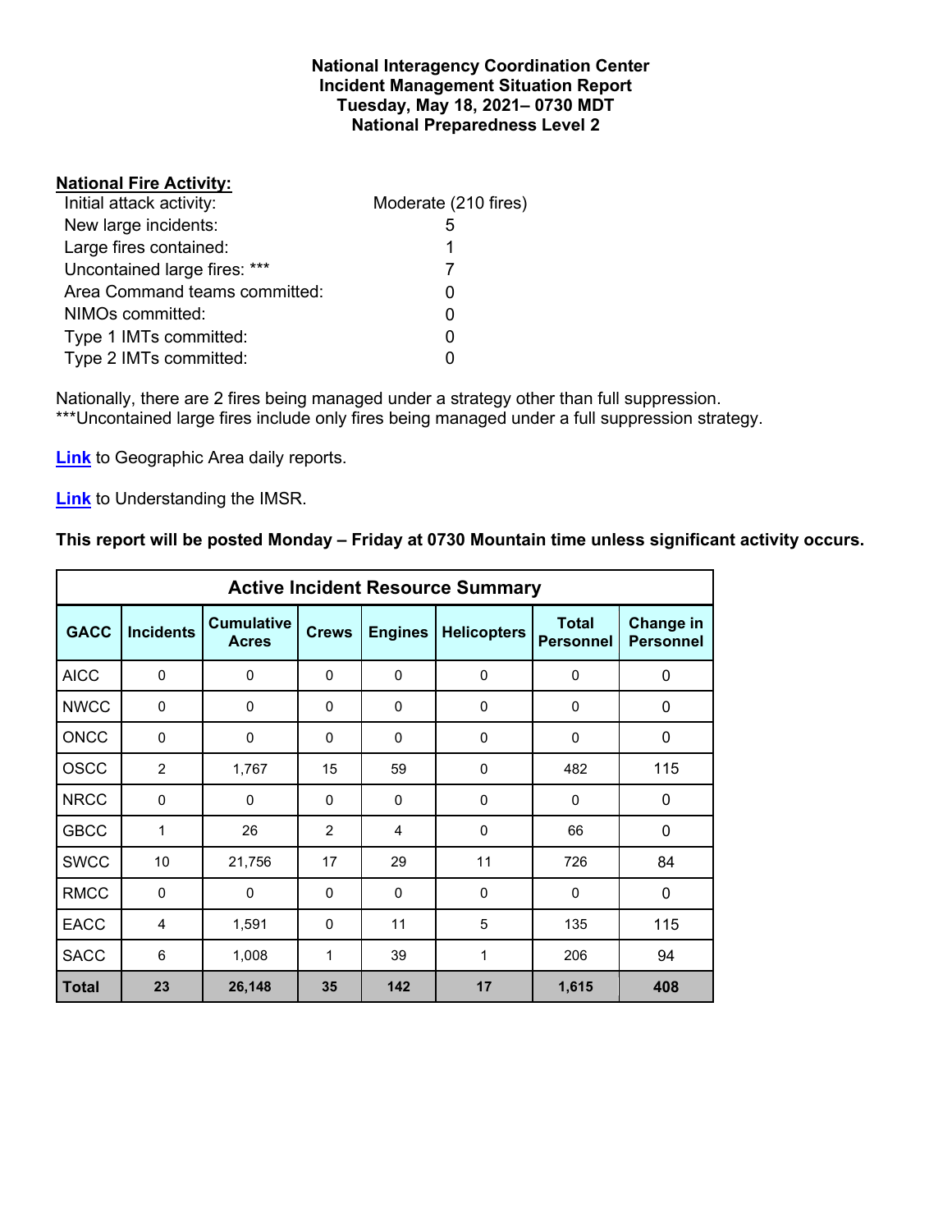**National Interagency Coordination Center**
**Incident Management Situation Report**
**Tuesday, May 18, 2021– 0730 MDT**
**National Preparedness Level 2**

**National Fire Activity:**

| | |
|---|---|
| Initial attack activity: | Moderate (210 fires) |
| New large incidents: | 5 |
| Large fires contained: | 1 |
| Uncontained large fires: *** | 7 |
| Area Command teams committed: | 0 |
| NIMOs committed: | 0 |
| Type 1 IMTs committed: | 0 |
| Type 2 IMTs committed: | 0 |

Nationally, there are 2 fires being managed under a strategy other than full suppression.
***Uncontained large fires include only fires being managed under a full suppression strategy.

**Link** to Geographic Area daily reports.

**Link** to Understanding the IMSR.

**This report will be posted Monday – Friday at 0730 Mountain time unless significant activity occurs.**

**Active Incident Resource Summary**

| GACC | Incidents | Cumulative Acres | Crews | Engines | Helicopters | Total Personnel | Change in Personnel |
|---|---|---|---|---|---|---|---|
| AICC | 0 | 0 | 0 | 0 | 0 | 0 | 0 |
| NWCC | 0 | 0 | 0 | 0 | 0 | 0 | 0 |
| ONCC | 0 | 0 | 0 | 0 | 0 | 0 | 0 |
| OSCC | 2 | 1,767 | 15 | 59 | 0 | 482 | 115 |
| NRCC | 0 | 0 | 0 | 0 | 0 | 0 | 0 |
| GBCC | 1 | 26 | 2 | 4 | 0 | 66 | 0 |
| SWCC | 10 | 21,756 | 17 | 29 | 11 | 726 | 84 |
| RMCC | 0 | 0 | 0 | 0 | 0 | 0 | 0 |
| EACC | 4 | 1,591 | 0 | 11 | 5 | 135 | 115 |
| SACC | 6 | 1,008 | 1 | 39 | 1 | 206 | 94 |
| **Total** | **23** | **26,148** | **35** | **142** | **17** | **1,615** | **408** |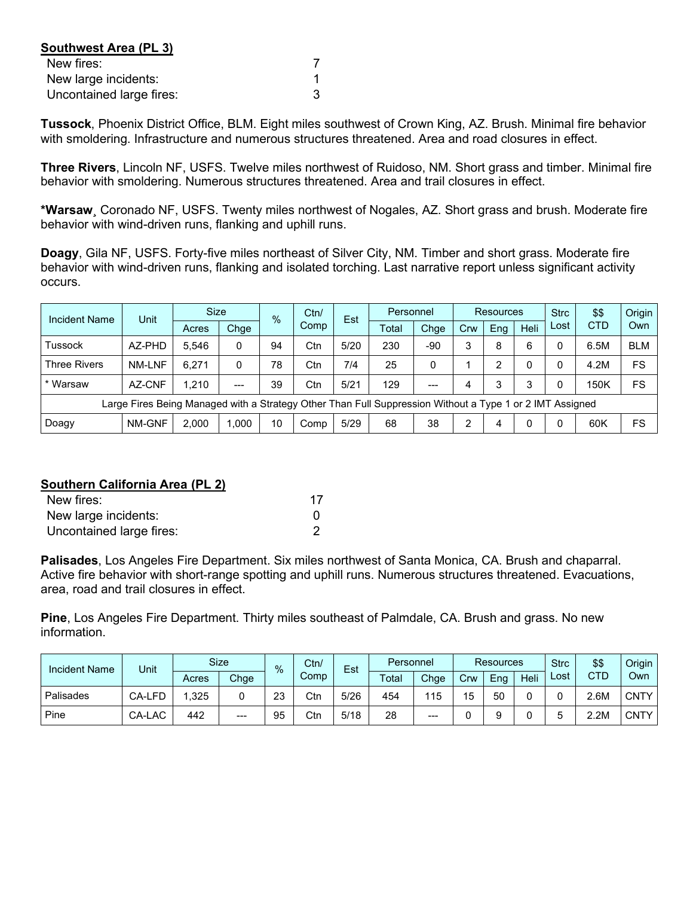**Southwest Area (PL 3)**

| | |
|---|---|
| New fires: | 7 |
| New large incidents: | 1 |
| Uncontained large fires: | 3 |

**Tussock**, Phoenix District Office, BLM. Eight miles southwest of Crown King, AZ. Brush. Minimal fire behavior with smoldering. Infrastructure and numerous structures threatened. Area and road closures in effect.

**Three Rivers**, Lincoln NF, USFS. Twelve miles northwest of Ruidoso, NM. Short grass and timber. Minimal fire behavior with smoldering. Numerous structures threatened. Area and trail closures in effect.

**\*Warsaw**¸ Coronado NF, USFS. Twenty miles northwest of Nogales, AZ. Short grass and brush. Moderate fire behavior with wind-driven runs, flanking and uphill runs.

**Doagy**, Gila NF, USFS. Forty-five miles northeast of Silver City, NM. Timber and short grass. Moderate fire behavior with wind-driven runs, flanking and isolated torching. Last narrative report unless significant activity occurs.

| Incident Name | Unit | Size | | % | Ctn/ Comp | Est | Personnel | | Resources | | | Strc Lost | $$ CTD | Origin Own |
|---|---|---|---|---|---|---|---|---|---|---|---|---|---|---|
| | | Acres | Chge | | | | Total | Chge | Crw | Eng | Heli | | | |
| Tussock | AZ-PHD | 5,546 | 0 | 94 | Ctn | 5/20 | 230 | -90 | 3 | 8 | 6 | 0 | 6.5M | BLM |
| Three Rivers | NM-LNF | 6,271 | 0 | 78 | Ctn | 7/4 | 25 | 0 | 1 | 2 | 0 | 0 | 4.2M | FS |
| * Warsaw | AZ-CNF | 1,210 | --- | 39 | Ctn | 5/21 | 129 | --- | 4 | 3 | 3 | 0 | 150K | FS |
| Large Fires Being Managed with a Strategy Other Than Full Suppression Without a Type 1 or 2 IMT Assigned | | | | | | | | | | | | | | |
| Doagy | NM-GNF | 2,000 | 1,000 | 10 | Comp | 5/29 | 68 | 38 | 2 | 4 | 0 | 0 | 60K | FS |

**Southern California Area (PL 2)**

| | |
|---|---|
| New fires: | 17 |
| New large incidents: | 0 |
| Uncontained large fires: | 2 |

**Palisades**, Los Angeles Fire Department. Six miles northwest of Santa Monica, CA. Brush and chaparral. Active fire behavior with short-range spotting and uphill runs. Numerous structures threatened. Evacuations, area, road and trail closures in effect.

**Pine**, Los Angeles Fire Department. Thirty miles southeast of Palmdale, CA. Brush and grass. No new information.

| Incident Name | Unit | Size | | % | Ctn/ Comp | Est | Personnel | | Resources | | | Strc Lost | $$ CTD | Origin Own |
|---|---|---|---|---|---|---|---|---|---|---|---|---|---|---|
| | | Acres | Chge | | | | Total | Chge | Crw | Eng | Heli | | | |
| Palisades | CA-LFD | 1,325 | 0 | 23 | Ctn | 5/26 | 454 | 115 | 15 | 50 | 0 | 0 | 2.6M | CNTY |
| Pine | CA-LAC | 442 | --- | 95 | Ctn | 5/18 | 28 | --- | 0 | 9 | 0 | 5 | 2.2M | CNTY |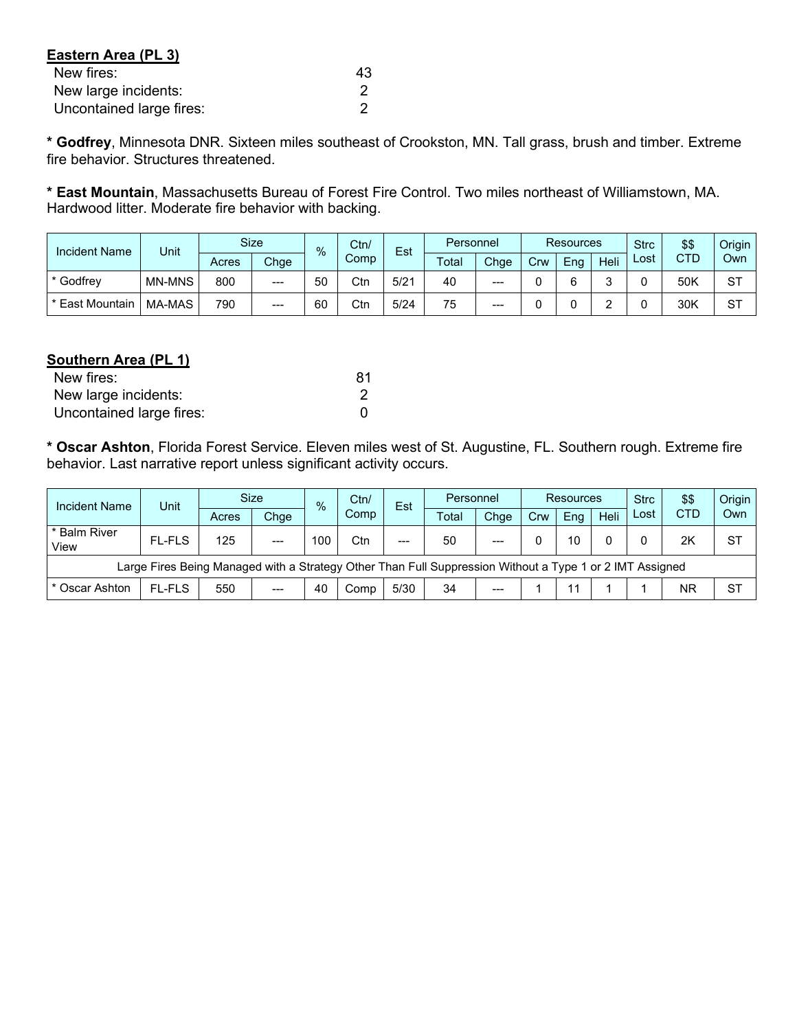**Eastern Area (PL 3)**

| | |
|---|---|
| New fires: | 43 |
| New large incidents: | 2 |
| Uncontained large fires: | 2 |

*** Godfrey**, Minnesota DNR. Sixteen miles southeast of Crookston, MN. Tall grass, brush and timber. Extreme fire behavior. Structures threatened.

*** East Mountain**, Massachusetts Bureau of Forest Fire Control. Two miles northeast of Williamstown, MA. Hardwood litter. Moderate fire behavior with backing.

| Incident Name | Unit | Size | | % | Ctn/ Comp | Est | Personnel | | Resources | | | Strc Lost | $$ CTD | Origin Own |
|---|---|---|---|---|---|---|---|---|---|---|---|---|---|---|
| | | Acres | Chge | | | | Total | Chge | Crw | Eng | Heli | | | |
| * Godfrey | MN-MNS | 800 | --- | 50 | Ctn | 5/21 | 40 | --- | 0 | 6 | 3 | 0 | 50K | ST |
| * East Mountain | MA-MAS | 790 | --- | 60 | Ctn | 5/24 | 75 | --- | 0 | 0 | 2 | 0 | 30K | ST |

**Southern Area (PL 1)**

| | |
|---|---|
| New fires: | 81 |
| New large incidents: | 2 |
| Uncontained large fires: | 0 |

*** Oscar Ashton**, Florida Forest Service. Eleven miles west of St. Augustine, FL. Southern rough. Extreme fire behavior. Last narrative report unless significant activity occurs.

| Incident Name | Unit | Size | | % | Ctn/ Comp | Est | Personnel | | Resources | | | Strc Lost | $$ CTD | Origin Own |
|---|---|---|---|---|---|---|---|---|---|---|---|---|---|---|
| | | Acres | Chge | | | | Total | Chge | Crw | Eng | Heli | | | |
| * Balm River View | FL-FLS | 125 | --- | 100 | Ctn | --- | 50 | --- | 0 | 10 | 0 | 0 | 2K | ST |
| Large Fires Being Managed with a Strategy Other Than Full Suppression Without a Type 1 or 2 IMT Assigned | | | | | | | | | | | | | | |
| * Oscar Ashton | FL-FLS | 550 | --- | 40 | Comp | 5/30 | 34 | --- | 1 | 11 | 1 | 1 | NR | ST |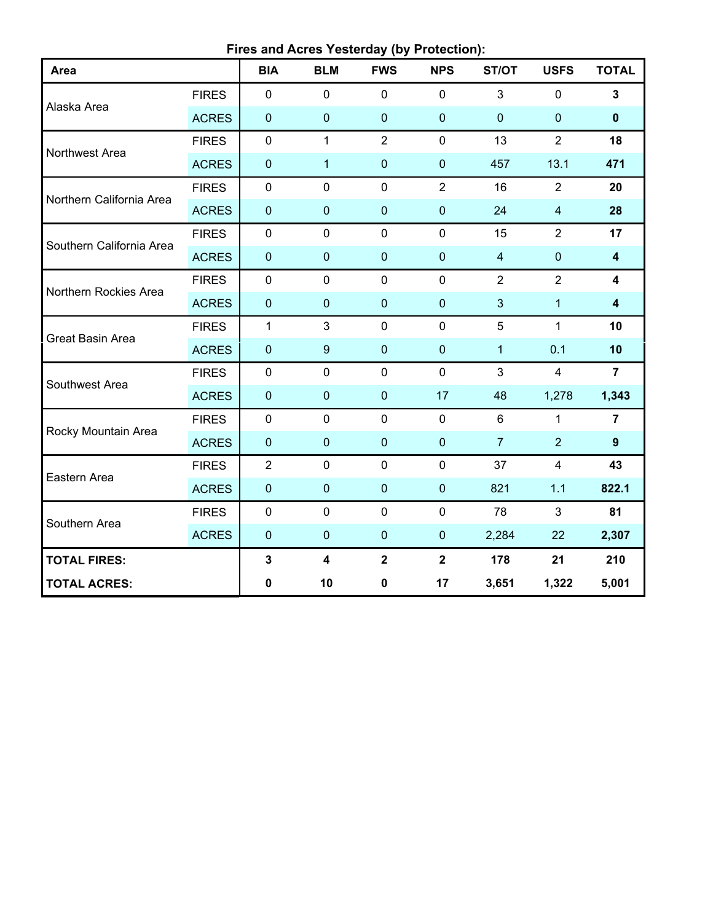**Fires and Acres Yesterday (by Protection):**

| Area | | BIA | BLM | FWS | NPS | ST/OT | USFS | TOTAL |
|---|---|---|---|---|---|---|---|---|
| Alaska Area | FIRES | 0 | 0 | 0 | 0 | 3 | 0 | **3** |
| | ACRES | 0 | 0 | 0 | 0 | 0 | 0 | **0** |
| Northwest Area | FIRES | 0 | 1 | 2 | 0 | 13 | 2 | **18** |
| | ACRES | 0 | 1 | 0 | 0 | 457 | 13.1 | **471** |
| Northern California Area | FIRES | 0 | 0 | 0 | 2 | 16 | 2 | **20** |
| | ACRES | 0 | 0 | 0 | 0 | 24 | 4 | **28** |
| Southern California Area | FIRES | 0 | 0 | 0 | 0 | 15 | 2 | **17** |
| | ACRES | 0 | 0 | 0 | 0 | 4 | 0 | **4** |
| Northern Rockies Area | FIRES | 0 | 0 | 0 | 0 | 2 | 2 | **4** |
| | ACRES | 0 | 0 | 0 | 0 | 3 | 1 | **4** |
| Great Basin Area | FIRES | 1 | 3 | 0 | 0 | 5 | 1 | **10** |
| | ACRES | 0 | 9 | 0 | 0 | 1 | 0.1 | **10** |
| Southwest Area | FIRES | 0 | 0 | 0 | 0 | 3 | 4 | **7** |
| | ACRES | 0 | 0 | 0 | 17 | 48 | 1,278 | **1,343** |
| Rocky Mountain Area | FIRES | 0 | 0 | 0 | 0 | 6 | 1 | **7** |
| | ACRES | 0 | 0 | 0 | 0 | 7 | 2 | **9** |
| Eastern Area | FIRES | 2 | 0 | 0 | 0 | 37 | 4 | **43** |
| | ACRES | 0 | 0 | 0 | 0 | 821 | 1.1 | **822.1** |
| Southern Area | FIRES | 0 | 0 | 0 | 0 | 78 | 3 | **81** |
| | ACRES | 0 | 0 | 0 | 0 | 2,284 | 22 | **2,307** |
| **TOTAL FIRES:** | | **3** | **4** | **2** | **2** | **178** | **21** | **210** |
| **TOTAL ACRES:** | | **0** | **10** | **0** | **17** | **3,651** | **1,322** | **5,001** |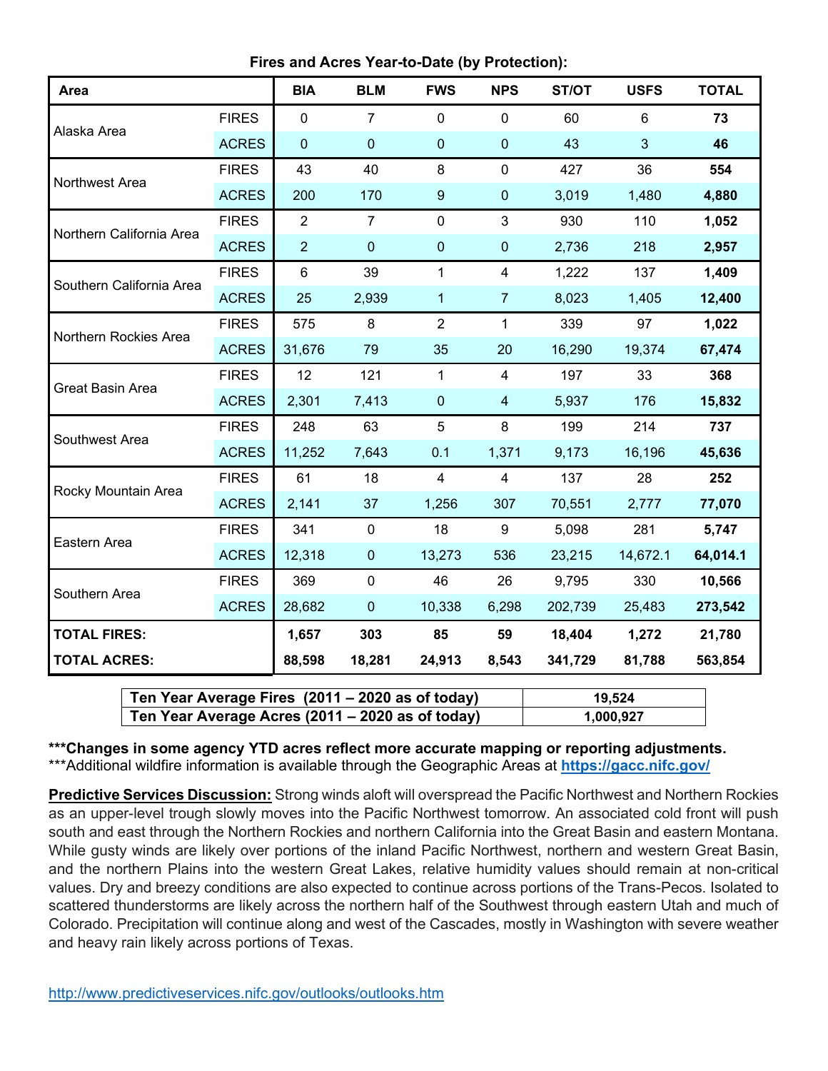**Fires and Acres Year-to-Date (by Protection):**

| Area | | BIA | BLM | FWS | NPS | ST/OT | USFS | TOTAL |
|---|---|---|---|---|---|---|---|---|
| Alaska Area | FIRES | 0 | 7 | 0 | 0 | 60 | 6 | **73** |
| | ACRES | 0 | 0 | 0 | 0 | 43 | 3 | **46** |
| Northwest Area | FIRES | 43 | 40 | 8 | 0 | 427 | 36 | **554** |
| | ACRES | 200 | 170 | 9 | 0 | 3,019 | 1,480 | **4,880** |
| Northern California Area | FIRES | 2 | 7 | 0 | 3 | 930 | 110 | **1,052** |
| | ACRES | 2 | 0 | 0 | 0 | 2,736 | 218 | **2,957** |
| Southern California Area | FIRES | 6 | 39 | 1 | 4 | 1,222 | 137 | **1,409** |
| | ACRES | 25 | 2,939 | 1 | 7 | 8,023 | 1,405 | **12,400** |
| Northern Rockies Area | FIRES | 575 | 8 | 2 | 1 | 339 | 97 | **1,022** |
| | ACRES | 31,676 | 79 | 35 | 20 | 16,290 | 19,374 | **67,474** |
| Great Basin Area | FIRES | 12 | 121 | 1 | 4 | 197 | 33 | **368** |
| | ACRES | 2,301 | 7,413 | 0 | 4 | 5,937 | 176 | **15,832** |
| Southwest Area | FIRES | 248 | 63 | 5 | 8 | 199 | 214 | **737** |
| | ACRES | 11,252 | 7,643 | 0.1 | 1,371 | 9,173 | 16,196 | **45,636** |
| Rocky Mountain Area | FIRES | 61 | 18 | 4 | 4 | 137 | 28 | **252** |
| | ACRES | 2,141 | 37 | 1,256 | 307 | 70,551 | 2,777 | **77,070** |
| Eastern Area | FIRES | 341 | 0 | 18 | 9 | 5,098 | 281 | **5,747** |
| | ACRES | 12,318 | 0 | 13,273 | 536 | 23,215 | 14,672.1 | **64,014.1** |
| Southern Area | FIRES | 369 | 0 | 46 | 26 | 9,795 | 330 | **10,566** |
| | ACRES | 28,682 | 0 | 10,338 | 6,298 | 202,739 | 25,483 | **273,542** |
| **TOTAL FIRES:** | | **1,657** | **303** | **85** | **59** | **18,404** | **1,272** | **21,780** |
| **TOTAL ACRES:** | | **88,598** | **18,281** | **24,913** | **8,543** | **341,729** | **81,788** | **563,854** |

| | |
|---|---|
| **Ten Year Average Fires (2011 – 2020 as of today)** | **19,524** |
| **Ten Year Average Acres (2011 – 2020 as of today)** | **1,000,927** |

**\*\*\*Changes in some agency YTD acres reflect more accurate mapping or reporting adjustments.**
\*\*\*Additional wildfire information is available through the Geographic Areas at **https://gacc.nifc.gov/**

**Predictive Services Discussion:** Strong winds aloft will overspread the Pacific Northwest and Northern Rockies as an upper-level trough slowly moves into the Pacific Northwest tomorrow. An associated cold front will push south and east through the Northern Rockies and northern California into the Great Basin and eastern Montana. While gusty winds are likely over portions of the inland Pacific Northwest, northern and western Great Basin, and the northern Plains into the western Great Lakes, relative humidity values should remain at non-critical values. Dry and breezy conditions are also expected to continue across portions of the Trans-Pecos. Isolated to scattered thunderstorms are likely across the northern half of the Southwest through eastern Utah and much of Colorado. Precipitation will continue along and west of the Cascades, mostly in Washington with severe weather and heavy rain likely across portions of Texas.

http://www.predictiveservices.nifc.gov/outlooks/outlooks.htm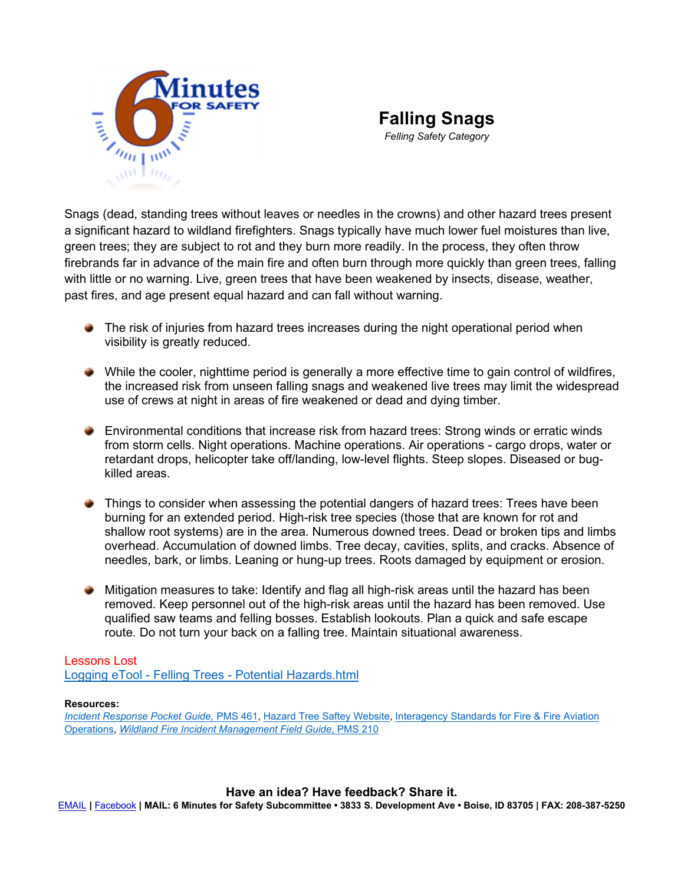# Falling Snags

*Felling Safety Category*

Snags (dead, standing trees without leaves or needles in the crowns) and other hazard trees present a significant hazard to wildland firefighters. Snags typically have much lower fuel moistures than live, green trees; they are subject to rot and they burn more readily. In the process, they often throw firebrands far in advance of the main fire and often burn through more quickly than green trees, falling with little or no warning. Live, green trees that have been weakened by insects, disease, weather, past fires, and age present equal hazard and can fall without warning.

- The risk of injuries from hazard trees increases during the night operational period when visibility is greatly reduced.
- While the cooler, nighttime period is generally a more effective time to gain control of wildfires, the increased risk from unseen falling snags and weakened live trees may limit the widespread use of crews at night in areas of fire weakened or dead and dying timber.
- Environmental conditions that increase risk from hazard trees: Strong winds or erratic winds from storm cells. Night operations. Machine operations. Air operations - cargo drops, water or retardant drops, helicopter take off/landing, low-level flights. Steep slopes. Diseased or bug-killed areas.
- Things to consider when assessing the potential dangers of hazard trees: Trees have been burning for an extended period. High-risk tree species (those that are known for rot and shallow root systems) are in the area. Numerous downed trees. Dead or broken tips and limbs overhead. Accumulation of downed limbs. Tree decay, cavities, splits, and cracks. Absence of needles, bark, or limbs. Leaning or hung-up trees. Roots damaged by equipment or erosion.
- Mitigation measures to take: Identify and flag all high-risk areas until the hazard has been removed. Keep personnel out of the high-risk areas until the hazard has been removed. Use qualified saw teams and felling bosses. Establish lookouts. Plan a quick and safe escape route. Do not turn your back on a falling tree. Maintain situational awareness.

Lessons Lost
Logging eTool - Felling Trees - Potential Hazards.html

**Resources:**
*Incident Response Pocket Guide,* PMS 461, Hazard Tree Saftey Website, Interagency Standards for Fire & Fire Aviation Operations, *Wildland Fire Incident Management Field Guide,* PMS 210

**Have an idea? Have feedback? Share it.**
EMAIL | Facebook | **MAIL: 6 Minutes for Safety Subcommittee • 3833 S. Development Ave • Boise, ID 83705 | FAX: 208-387-5250**